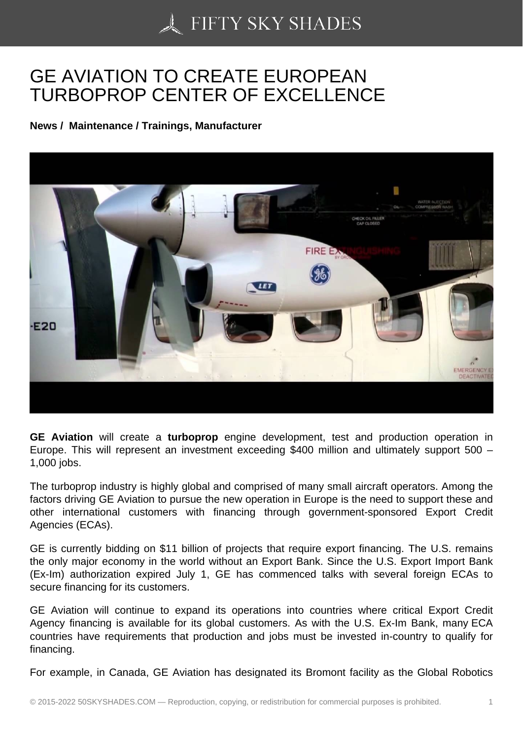# GE AVIATION TO CREATE EUROPEAN TURBOPROP CENTER OF EXCELLENCE

**News / Maintenance / Trainings, Manufacturer**

**GE Aviation** will create a **turboprop** engine development, test and production operation in Europe. This will represent an investment exceeding $400 million and ultimately support 500 – 1,000 jobs.

The turboprop industry is highly global and comprised of many small aircraft operators. Among the factors driving GE Aviation to pursue the new operation in Europe is the need to support these and other international customers with financing through government-sponsored Export Credit Agencies (ECAs).

GE is currently bidding on $11 billion of projects that require export financing. The U.S. remains the only major economy in the world without an Export Bank. Since the U.S. Export Import Bank (Ex-Im) authorization expired July 1, GE has commenced talks with several foreign ECAs to secure financing for its customers.

GE Aviation will continue to expand its operations into countries where critical Export Credit Agency financing is available for its global customers. As with the U.S. Ex-Im Bank, many ECA countries have requirements that production and jobs must be invested in-country to qualify for financing.

For example, in Canada, GE Aviation has designated its Bromont facility as the Global Robotics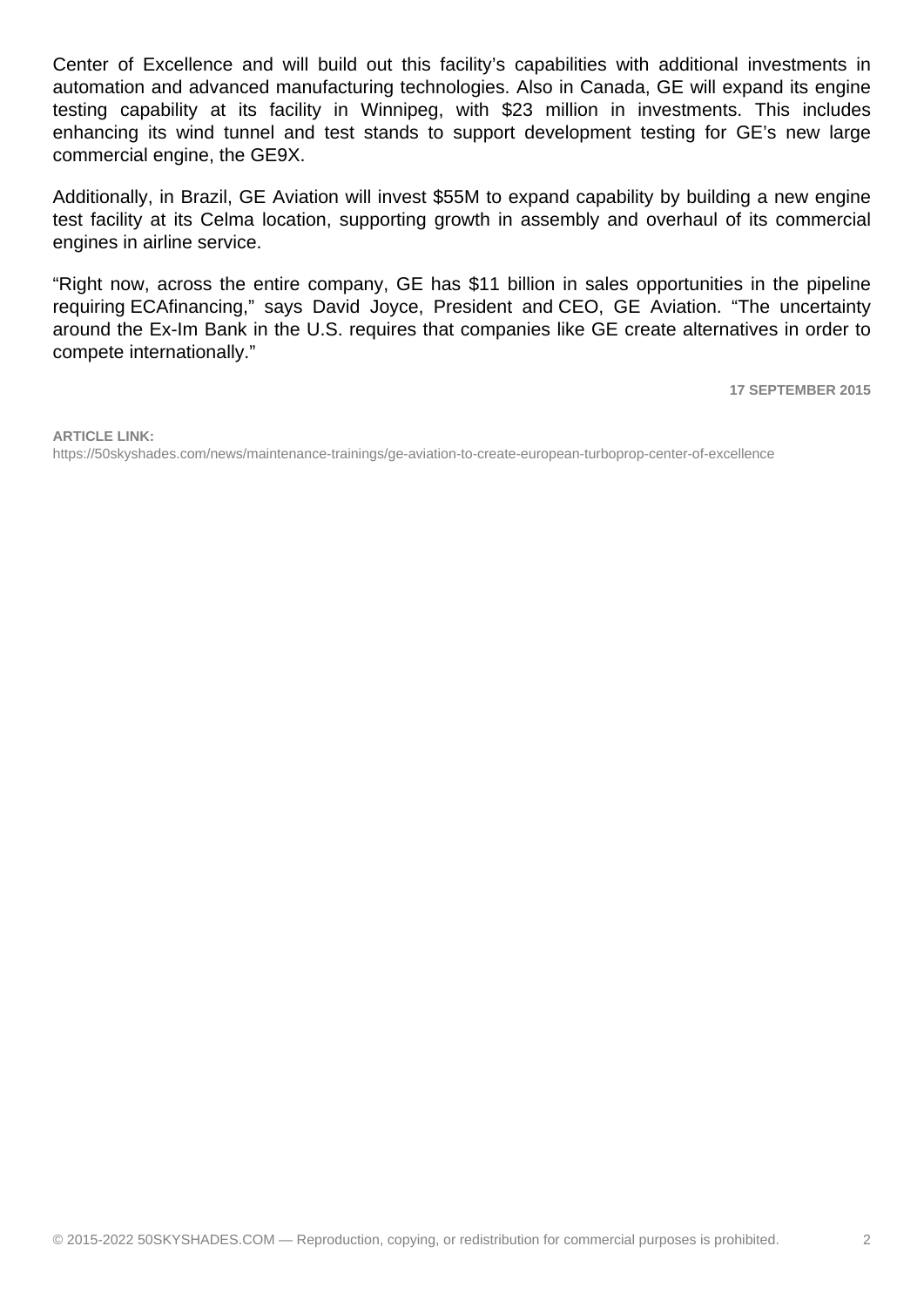Center of Excellence and will build out this facility's capabilities with additional investments in automation and advanced manufacturing technologies. Also in Canada, GE will expand its engine testing capability at its facility in Winnipeg, with $23 million in investments. This includes enhancing its wind tunnel and test stands to support development testing for GE's new large commercial engine, the GE9X.

Additionally, in Brazil, GE Aviation will invest $55M to expand capability by building a new engine test facility at its Celma location, supporting growth in assembly and overhaul of its commercial engines in airline service.

"Right now, across the entire company, GE has $11 billion in sales opportunities in the pipeline requiring ECAfinancing," says David Joyce, President and CEO, GE Aviation. "The uncertainty around the Ex-Im Bank in the U.S. requires that companies like GE create alternatives in order to compete internationally."

**17 SEPTEMBER 2015**

**ARTICLE LINK:**
https://50skyshades.com/news/maintenance-trainings/ge-aviation-to-create-european-turboprop-center-of-excellence

© 2015-2022 50SKYSHADES.COM — Reproduction, copying, or redistribution for commercial purposes is prohibited.